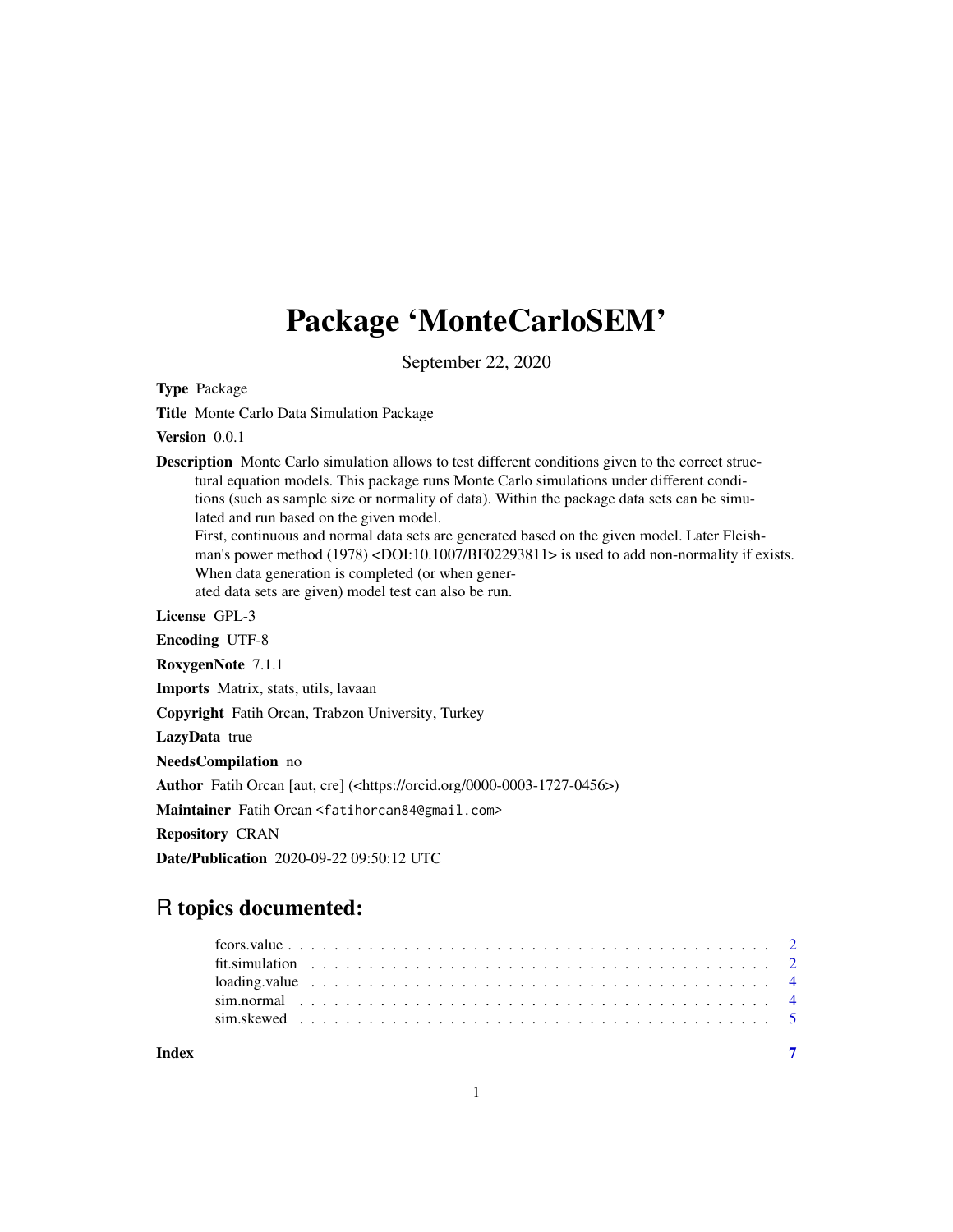# Package 'MonteCarloSEM'

September 22, 2020

**Type** Package

**Title** Monte Carlo Data Simulation Package

**Version** 0.0.1

**Description** Monte Carlo simulation allows to test different conditions given to the correct structural equation models. This package runs Monte Carlo simulations under different conditions (such as sample size or normality of data). Within the package data sets can be simulated and run based on the given model.
First, continuous and normal data sets are generated based on the given model. Later Fleishman's power method (1978) <DOI:10.1007/BF02293811> is used to add non-normality if exists.
When data generation is completed (or when generated data sets are given) model test can also be run.

**License** GPL-3

**Encoding** UTF-8

**RoxygenNote** 7.1.1

**Imports** Matrix, stats, utils, lavaan

**Copyright** Fatih Orcan, Trabzon University, Turkey

**LazyData** true

**NeedsCompilation** no

**Author** Fatih Orcan [aut, cre] (<https://orcid.org/0000-0003-1727-0456>)

**Maintainer** Fatih Orcan <fatihorcan84@gmail.com>

**Repository** CRAN

**Date/Publication** 2020-09-22 09:50:12 UTC

## R topics documented:

- fcors.value . . . . . . . . . . . . . . . . . . . . . . . . . . . . . . . . . . . . . . . . 2
- fit.simulation . . . . . . . . . . . . . . . . . . . . . . . . . . . . . . . . . . . . . . . 2
- loading.value . . . . . . . . . . . . . . . . . . . . . . . . . . . . . . . . . . . . . . . 4
- sim.normal . . . . . . . . . . . . . . . . . . . . . . . . . . . . . . . . . . . . . . . . 4
- sim.skewed . . . . . . . . . . . . . . . . . . . . . . . . . . . . . . . . . . . . . . . . 5

**Index** 7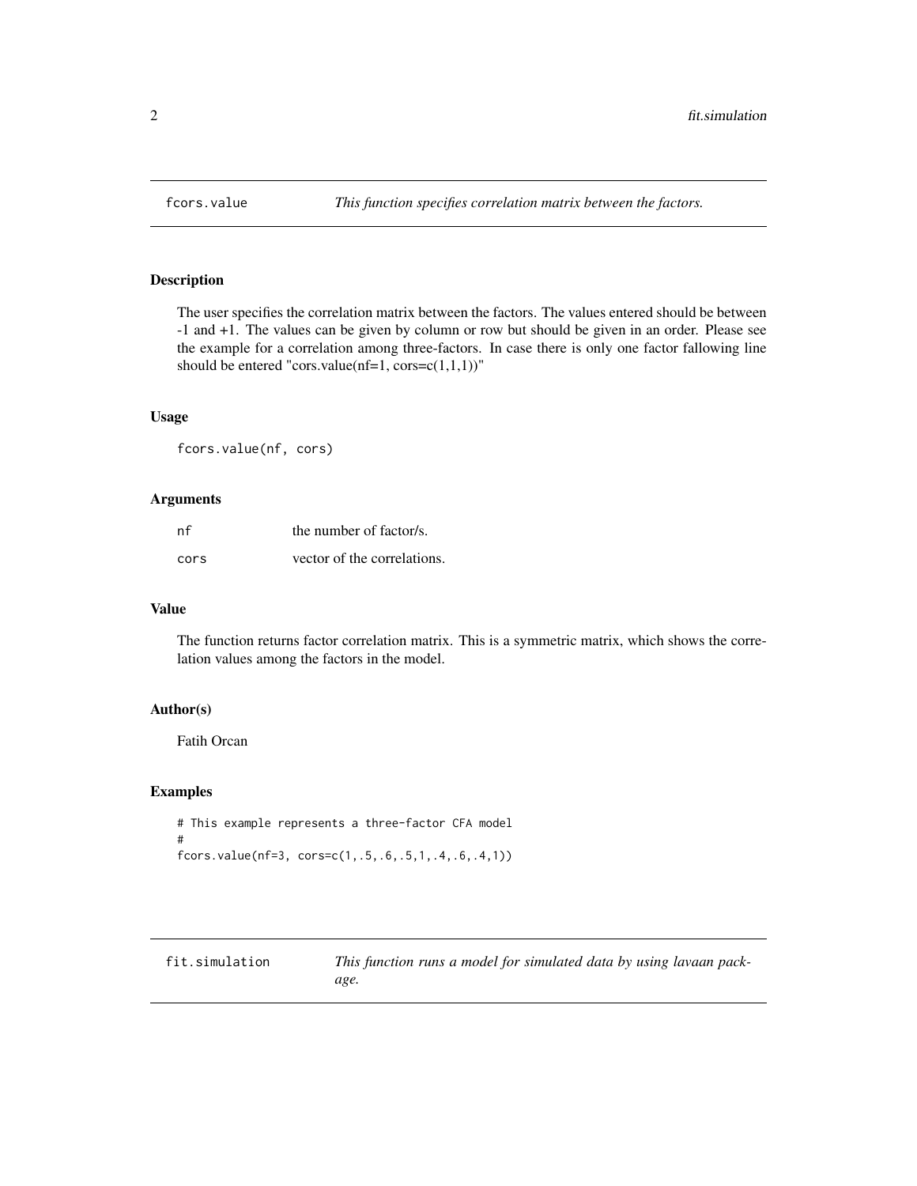## fcors.value — *This function specifies correlation matrix between the factors.*

### Description

The user specifies the correlation matrix between the factors. The values entered should be between -1 and +1. The values can be given by column or row but should be given in an order. Please see the example for a correlation among three-factors. In case there is only one factor fallowing line should be entered "cors.value(nf=1, cors=c(1,1,1))"

### Usage

```
fcors.value(nf, cors)
```

### Arguments

| | |
|---|---|
| nf | the number of factor/s. |
| cors | vector of the correlations. |

### Value

The function returns factor correlation matrix. This is a symmetric matrix, which shows the correlation values among the factors in the model.

### Author(s)

Fatih Orcan

### Examples

```
# This example represents a three-factor CFA model
#
fcors.value(nf=3, cors=c(1,.5,.6,.5,1,.4,.6,.4,1))
```

## fit.simulation — *This function runs a model for simulated data by using lavaan package.*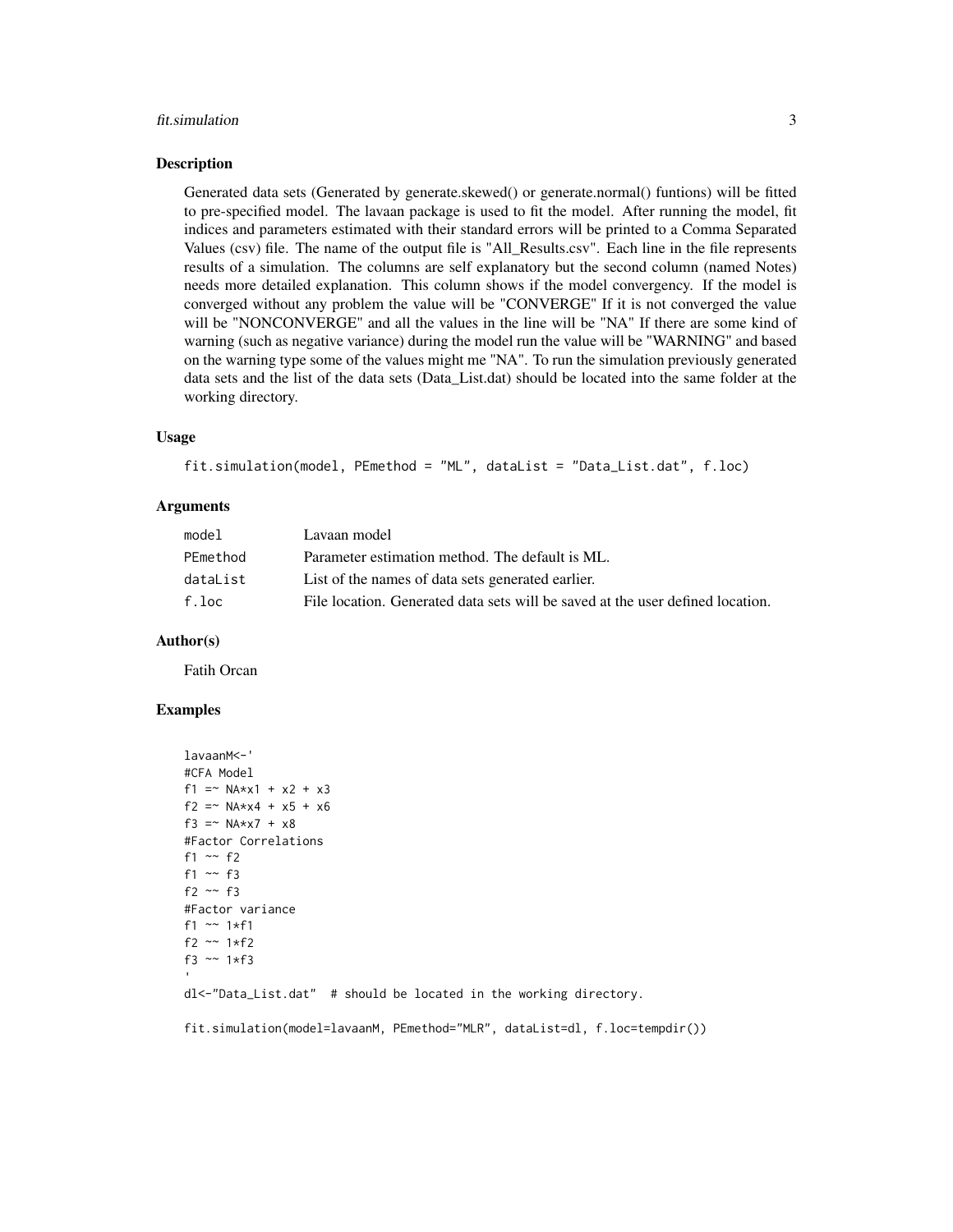## Description

Generated data sets (Generated by generate.skewed() or generate.normal() funtions) will be fitted to pre-specified model. The lavaan package is used to fit the model. After running the model, fit indices and parameters estimated with their standard errors will be printed to a Comma Separated Values (csv) file. The name of the output file is "All_Results.csv". Each line in the file represents results of a simulation. The columns are self explanatory but the second column (named Notes) needs more detailed explanation. This column shows if the model convergency. If the model is converged without any problem the value will be "CONVERGE" If it is not converged the value will be "NONCONVERGE" and all the values in the line will be "NA" If there are some kind of warning (such as negative variance) during the model run the value will be "WARNING" and based on the warning type some of the values might me "NA". To run the simulation previously generated data sets and the list of the data sets (Data_List.dat) should be located into the same folder at the working directory.

## Usage

```
fit.simulation(model, PEmethod = "ML", dataList = "Data_List.dat", f.loc)
```

## Arguments

| | |
|---|---|
| model | Lavaan model |
| PEmethod | Parameter estimation method. The default is ML. |
| dataList | List of the names of data sets generated earlier. |
| f.loc | File location. Generated data sets will be saved at the user defined location. |

## Author(s)

Fatih Orcan

## Examples

```
lavaanM<-'
#CFA Model
f1 =~ NA*x1 + x2 + x3
f2 =~ NA*x4 + x5 + x6
f3 =~ NA*x7 + x8
#Factor Correlations
f1 ~~ f2
f1 ~~ f3
f2 ~~ f3
#Factor variance
f1 ~~ 1*f1
f2 ~~ 1*f2
f3 ~~ 1*f3
'
dl<-"Data_List.dat"  # should be located in the working directory.

fit.simulation(model=lavaanM, PEmethod="MLR", dataList=dl, f.loc=tempdir())
```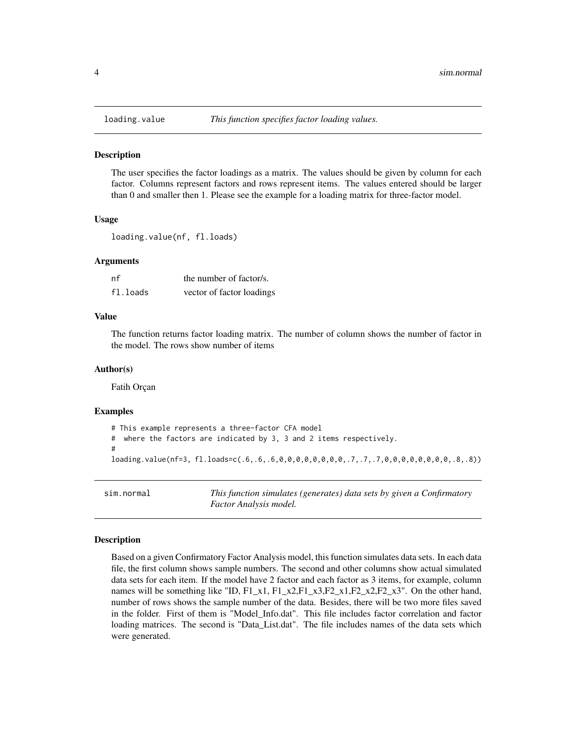## loading.value *This function specifies factor loading values.*

### Description

The user specifies the factor loadings as a matrix. The values should be given by column for each factor. Columns represent factors and rows represent items. The values entered should be larger than 0 and smaller then 1. Please see the example for a loading matrix for three-factor model.

### Usage

```
loading.value(nf, fl.loads)
```

### Arguments

| | |
|---|---|
| nf | the number of factor/s. |
| fl.loads | vector of factor loadings |

### Value

The function returns factor loading matrix. The number of column shows the number of factor in the model. The rows show number of items

### Author(s)

Fatih Orçan

### Examples

```
# This example represents a three-factor CFA model
#  where the factors are indicated by 3, 3 and 2 items respectively.
#
loading.value(nf=3, fl.loads=c(.6,.6,.6,0,0,0,0,0,0,0,0,.7,.7,.7,0,0,0,0,0,0,0,0,.8,.8))
```

## sim.normal *This function simulates (generates) data sets by given a Confirmatory Factor Analysis model.*

### Description

Based on a given Confirmatory Factor Analysis model, this function simulates data sets. In each data file, the first column shows sample numbers. The second and other columns show actual simulated data sets for each item. If the model have 2 factor and each factor as 3 items, for example, column names will be something like "ID, F1_x1, F1_x2,F1_x3,F2_x1,F2_x2,F2_x3". On the other hand, number of rows shows the sample number of the data. Besides, there will be two more files saved in the folder. First of them is "Model_Info.dat". This file includes factor correlation and factor loading matrices. The second is "Data_List.dat". The file includes names of the data sets which were generated.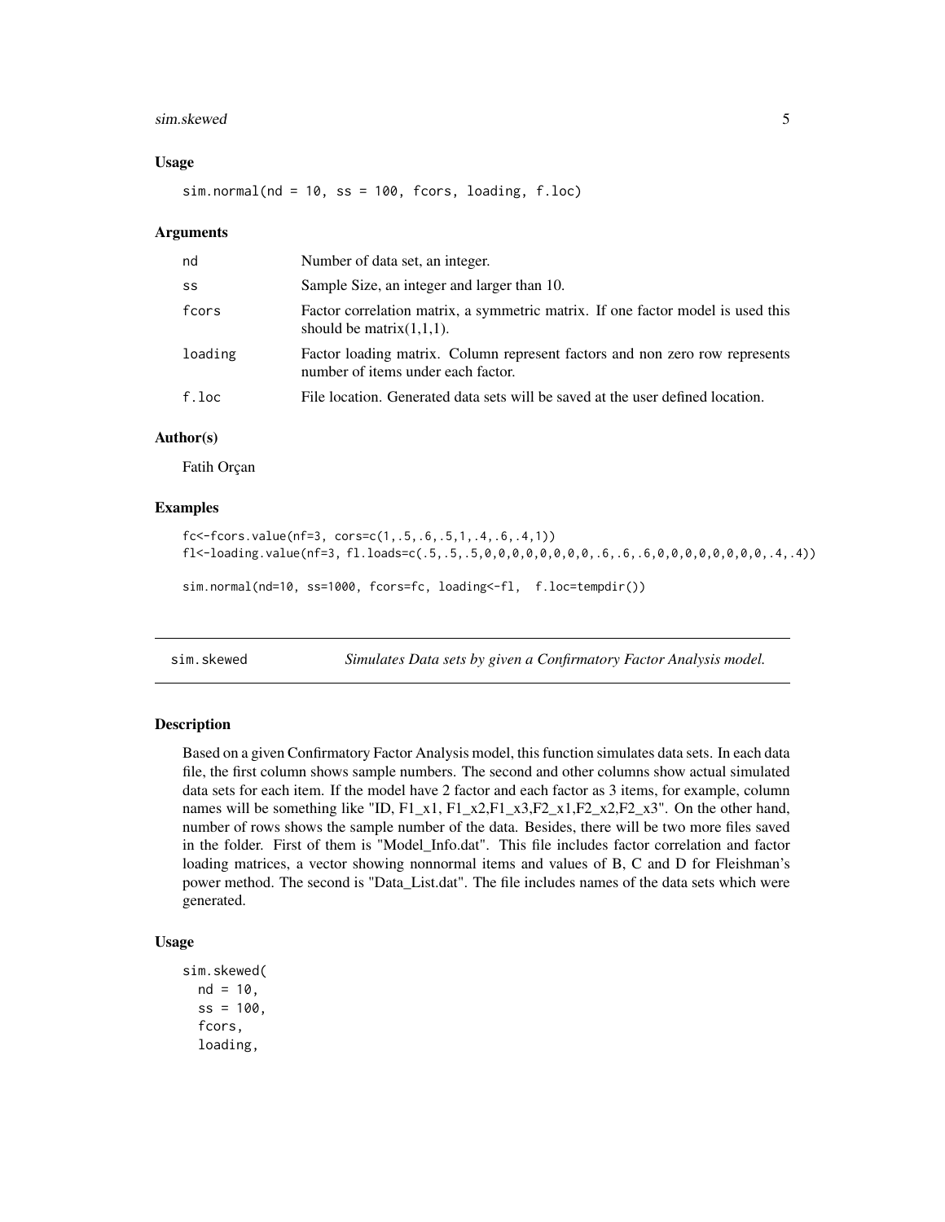### Usage

```
sim.normal(nd = 10, ss = 100, fcors, loading, f.loc)
```

### Arguments

| | |
|---|---|
| nd | Number of data set, an integer. |
| ss | Sample Size, an integer and larger than 10. |
| fcors | Factor correlation matrix, a symmetric matrix. If one factor model is used this should be matrix(1,1,1). |
| loading | Factor loading matrix. Column represent factors and non zero row represents number of items under each factor. |
| f.loc | File location. Generated data sets will be saved at the user defined location. |

### Author(s)

Fatih Orçan

### Examples

```
fc<-fcors.value(nf=3, cors=c(1,.5,.6,.5,1,.4,.6,.4,1))
fl<-loading.value(nf=3, fl.loads=c(.5,.5,.5,0,0,0,0,0,0,0,0,.6,.6,.6,0,0,0,0,0,0,0,0,.4,.4))

sim.normal(nd=10, ss=1000, fcors=fc, loading<-fl,  f.loc=tempdir())
```

---

## sim.skewed — *Simulates Data sets by given a Confirmatory Factor Analysis model.*

### Description

Based on a given Confirmatory Factor Analysis model, this function simulates data sets. In each data file, the first column shows sample numbers. The second and other columns show actual simulated data sets for each item. If the model have 2 factor and each factor as 3 items, for example, column names will be something like "ID, F1_x1, F1_x2,F1_x3,F2_x1,F2_x2,F2_x3". On the other hand, number of rows shows the sample number of the data. Besides, there will be two more files saved in the folder. First of them is "Model_Info.dat". This file includes factor correlation and factor loading matrices, a vector showing nonnormal items and values of B, C and D for Fleishman's power method. The second is "Data_List.dat". The file includes names of the data sets which were generated.

### Usage

```
sim.skewed(
  nd = 10,
  ss = 100,
  fcors,
  loading,
```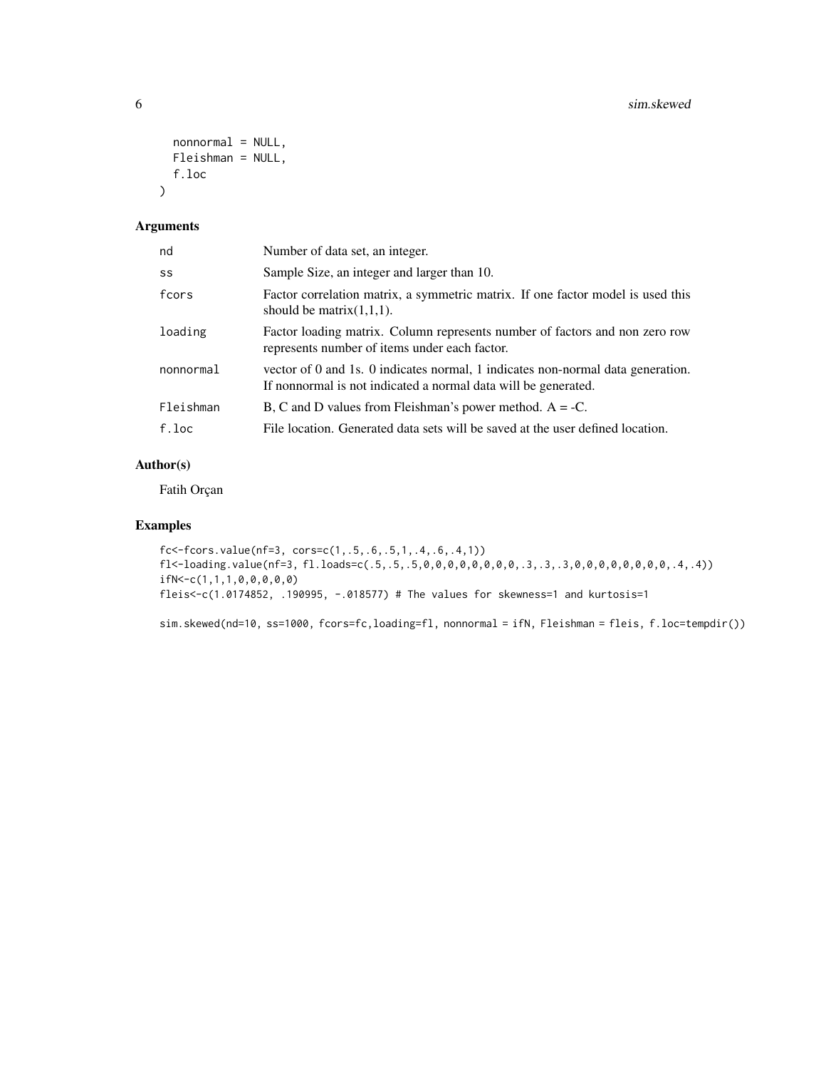```
  nonnormal = NULL,
  Fleishman = NULL,
  f.loc
)
```

## Arguments

| | |
|---|---|
| nd | Number of data set, an integer. |
| ss | Sample Size, an integer and larger than 10. |
| fcors | Factor correlation matrix, a symmetric matrix. If one factor model is used this should be matrix(1,1,1). |
| loading | Factor loading matrix. Column represents number of factors and non zero row represents number of items under each factor. |
| nonnormal | vector of 0 and 1s. 0 indicates normal, 1 indicates non-normal data generation. If nonnormal is not indicated a normal data will be generated. |
| Fleishman | B, C and D values from Fleishman's power method. A = -C. |
| f.loc | File location. Generated data sets will be saved at the user defined location. |

## Author(s)

Fatih Orçan

## Examples

```
fc<-fcors.value(nf=3, cors=c(1,.5,.6,.5,1,.4,.6,.4,1))
fl<-loading.value(nf=3, fl.loads=c(.5,.5,.5,0,0,0,0,0,0,0,0,0,.3,.3,.3,0,0,0,0,0,0,0,0,0,.4,.4))
ifN<-c(1,1,1,0,0,0,0,0)
fleis<-c(1.0174852, .190995, -.018577) # The values for skewness=1 and kurtosis=1

sim.skewed(nd=10, ss=1000, fcors=fc,loading=fl, nonnormal = ifN, Fleishman = fleis, f.loc=tempdir())
```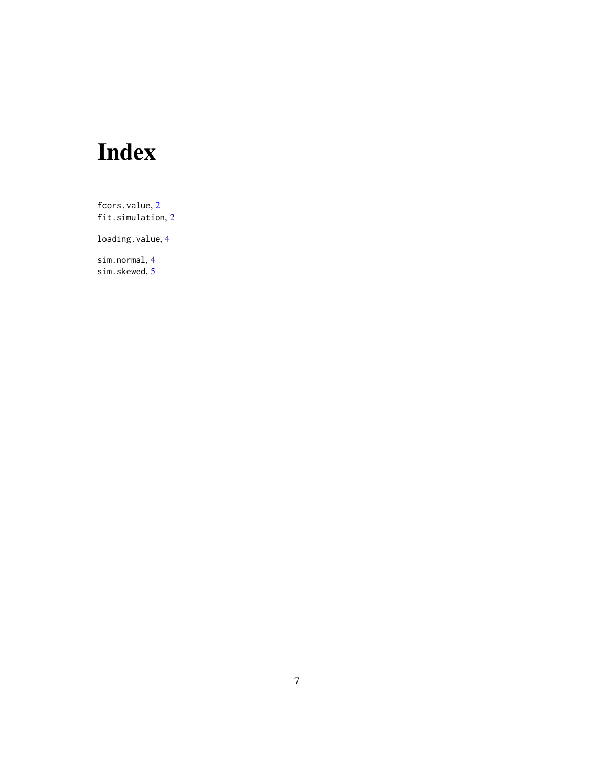# Index

fcors.value, 2
fit.simulation, 2

loading.value, 4

sim.normal, 4
sim.skewed, 5